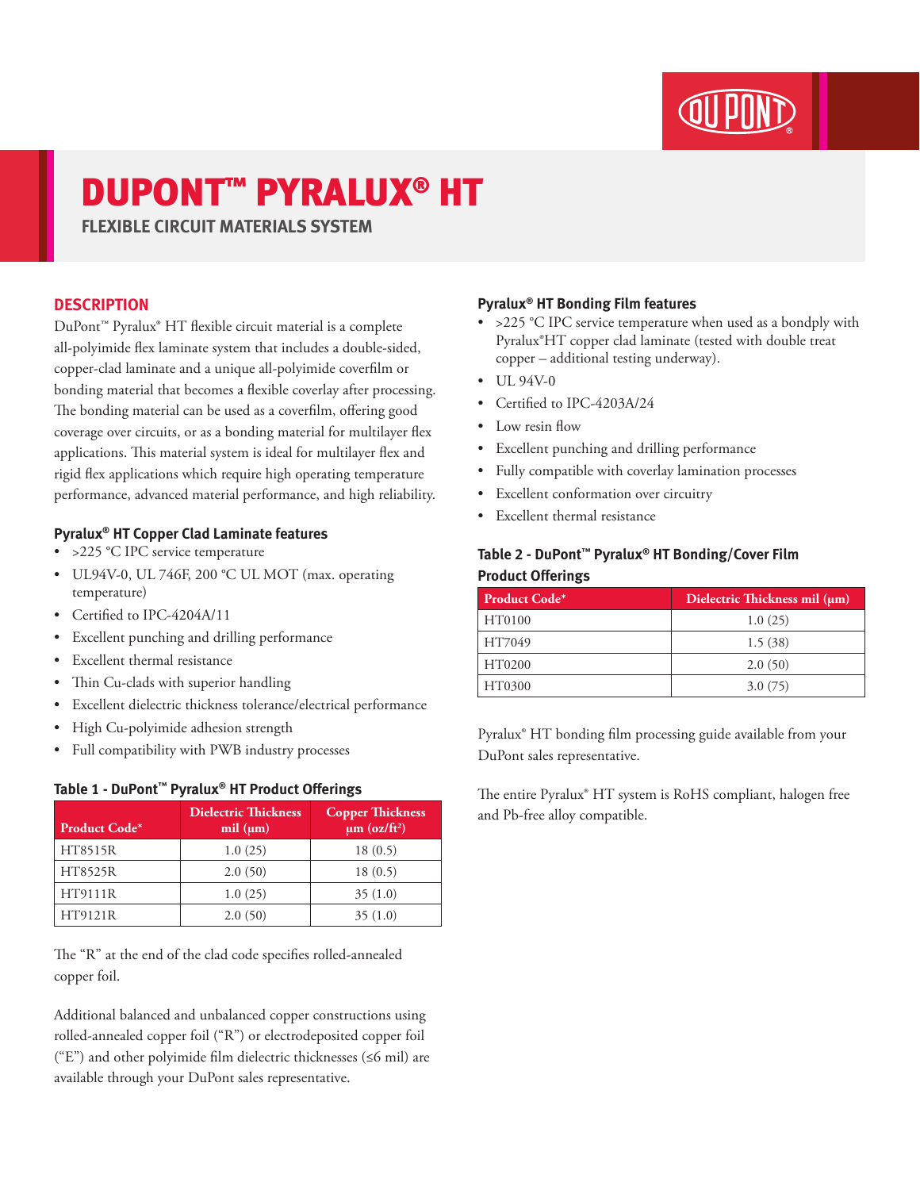# DUPONT™ PYRALUX® HT

## FLEXIBLE CIRCUIT MATERIALS SYSTEM

## DESCRIPTION

DuPont™ Pyralux® HT flexible circuit material is a complete all-polyimide flex laminate system that includes a double-sided, copper-clad laminate and a unique all-polyimide coverfilm or bonding material that becomes a flexible coverlay after processing. The bonding material can be used as a coverfilm, offering good coverage over circuits, or as a bonding material for multilayer flex applications. This material system is ideal for multilayer flex and rigid flex applications which require high operating temperature performance, advanced material performance, and high reliability.

### Pyralux® HT Copper Clad Laminate features

- >225 °C IPC service temperature
- UL94V-0, UL 746F, 200 °C UL MOT (max. operating temperature)
- Certified to IPC-4204A/11
- Excellent punching and drilling performance
- Excellent thermal resistance
- Thin Cu-clads with superior handling
- Excellent dielectric thickness tolerance/electrical performance
- High Cu-polyimide adhesion strength
- Full compatibility with PWB industry processes

### Table 1 - DuPont™ Pyralux® HT Product Offerings

| Product Code* | Dielectric Thickness mil (µm) | Copper Thickness µm (oz/ft²) |
|---|---|---|
| HT8515R | 1.0 (25) | 18 (0.5) |
| HT8525R | 2.0 (50) | 18 (0.5) |
| HT9111R | 1.0 (25) | 35 (1.0) |
| HT9121R | 2.0 (50) | 35 (1.0) |

The “R” at the end of the clad code specifies rolled-annealed copper foil.

Additional balanced and unbalanced copper constructions using rolled-annealed copper foil (“R”) or electrodeposited copper foil (“E”) and other polyimide film dielectric thicknesses (≤6 mil) are available through your DuPont sales representative.

### Pyralux® HT Bonding Film features

- >225 °C IPC service temperature when used as a bondply with Pyralux®HT copper clad laminate (tested with double treat copper – additional testing underway).
- UL 94V-0
- Certified to IPC-4203A/24
- Low resin flow
- Excellent punching and drilling performance
- Fully compatible with coverlay lamination processes
- Excellent conformation over circuitry
- Excellent thermal resistance

### Table 2 - DuPont™ Pyralux® HT Bonding/Cover Film Product Offerings

| Product Code* | Dielectric Thickness mil (µm) |
|---|---|
| HT0100 | 1.0 (25) |
| HT7049 | 1.5 (38) |
| HT0200 | 2.0 (50) |
| HT0300 | 3.0 (75) |

Pyralux® HT bonding film processing guide available from your DuPont sales representative.

The entire Pyralux® HT system is RoHS compliant, halogen free and Pb-free alloy compatible.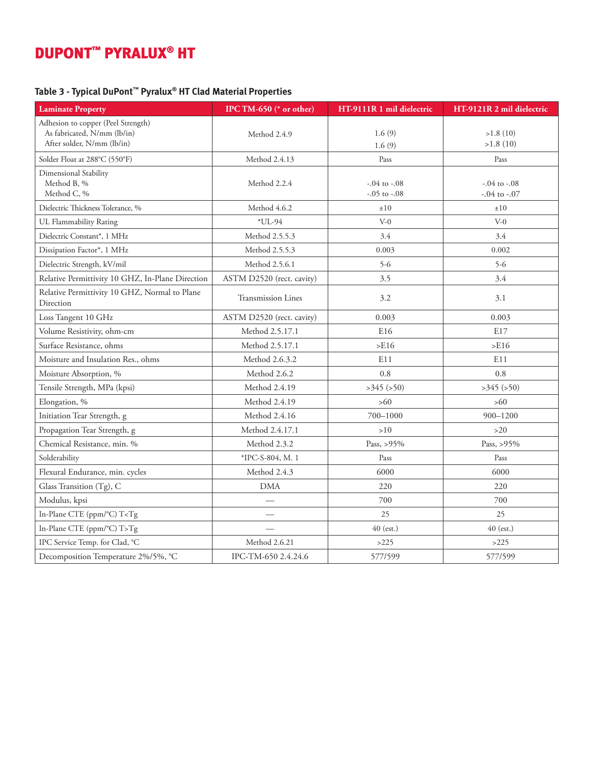# DUPONT™ PYRALUX® HT

### Table 3 - Typical DuPont™ Pyralux® HT Clad Material Properties

| Laminate Property | IPC TM-650 (* or other) | HT-9111R 1 mil dielectric | HT-9121R 2 mil dielectric |
|---|---|---|---|
| Adhesion to copper (Peel Strength)<br>As fabricated, N/mm (lb/in)<br>After solder, N/mm (lb/in) | Method 2.4.9 | 1.6 (9)<br>1.6 (9) | >1.8 (10)<br>>1.8 (10) |
| Solder Float at 288°C (550°F) | Method 2.4.13 | Pass | Pass |
| Dimensional Stability<br>Method B, %<br>Method C, % | Method 2.2.4 | -.04 to -.08<br>-.05 to -.08 | -.04 to -.08<br>-.04 to -.07 |
| Dielectric Thickness Tolerance, % | Method 4.6.2 | ±10 | ±10 |
| UL Flammability Rating | *UL-94 | V-0 | V-0 |
| Dielectric Constant*, 1 MHz | Method 2.5.5.3 | 3.4 | 3.4 |
| Dissipation Factor*, 1 MHz | Method 2.5.5.3 | 0.003 | 0.002 |
| Dielectric Strength, kV/mil | Method 2.5.6.1 | 5-6 | 5-6 |
| Relative Permittivity 10 GHZ, In-Plane Direction | ASTM D2520 (rect. cavity) | 3.5 | 3.4 |
| Relative Permittivity 10 GHZ, Normal to Plane Direction | Transmission Lines | 3.2 | 3.1 |
| Loss Tangent 10 GHz | ASTM D2520 (rect. cavity) | 0.003 | 0.003 |
| Volume Resistivity, ohm-cm | Method 2.5.17.1 | E16 | E17 |
| Surface Resistance, ohms | Method 2.5.17.1 | >E16 | >E16 |
| Moisture and Insulation Res., ohms | Method 2.6.3.2 | E11 | E11 |
| Moisture Absorption, % | Method 2.6.2 | 0.8 | 0.8 |
| Tensile Strength, MPa (kpsi) | Method 2.4.19 | >345 (>50) | >345 (>50) |
| Elongation, % | Method 2.4.19 | >60 | >60 |
| Initiation Tear Strength, g | Method 2.4.16 | 700–1000 | 900–1200 |
| Propagation Tear Strength, g | Method 2.4.17.1 | >10 | >20 |
| Chemical Resistance, min. % | Method 2.3.2 | Pass, >95% | Pass, >95% |
| Solderability | *IPC-S-804, M. 1 | Pass | Pass |
| Flexural Endurance, min. cycles | Method 2.4.3 | 6000 | 6000 |
| Glass Transition (Tg), C | DMA | 220 | 220 |
| Modulus, kpsi | — | 700 | 700 |
| In-Plane CTE (ppm/°C) T<Tg | — | 25 | 25 |
| In-Plane CTE (ppm/°C) T>Tg | — | 40 (est.) | 40 (est.) |
| IPC Service Temp. for Clad, °C | Method 2.6.21 | >225 | >225 |
| Decomposition Temperature 2%/5%, °C | IPC-TM-650 2.4.24.6 | 577/599 | 577/599 |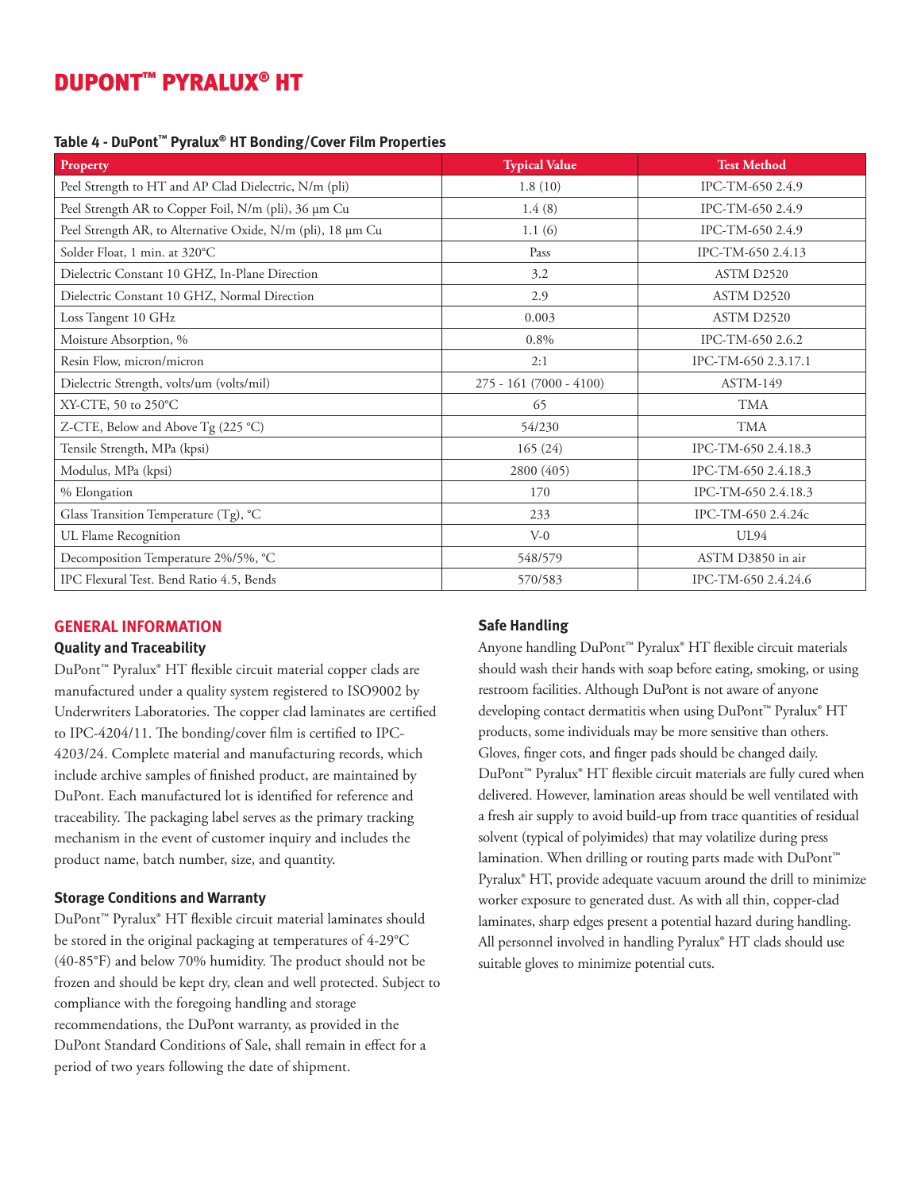# DUPONT™ PYRALUX® HT

**Table 4 - DuPont™ Pyralux® HT Bonding/Cover Film Properties**

| Property | Typical Value | Test Method |
|---|---|---|
| Peel Strength to HT and AP Clad Dielectric, N/m (pli) | 1.8 (10) | IPC-TM-650 2.4.9 |
| Peel Strength AR to Copper Foil, N/m (pli), 36 µm Cu | 1.4 (8) | IPC-TM-650 2.4.9 |
| Peel Strength AR, to Alternative Oxide, N/m (pli), 18 µm Cu | 1.1 (6) | IPC-TM-650 2.4.9 |
| Solder Float, 1 min. at 320°C | Pass | IPC-TM-650 2.4.13 |
| Dielectric Constant 10 GHZ, In-Plane Direction | 3.2 | ASTM D2520 |
| Dielectric Constant 10 GHZ, Normal Direction | 2.9 | ASTM D2520 |
| Loss Tangent 10 GHz | 0.003 | ASTM D2520 |
| Moisture Absorption, % | 0.8% | IPC-TM-650 2.6.2 |
| Resin Flow, micron/micron | 2:1 | IPC-TM-650 2.3.17.1 |
| Dielectric Strength, volts/um (volts/mil) | 275 - 161 (7000 - 4100) | ASTM-149 |
| XY-CTE, 50 to 250°C | 65 | TMA |
| Z-CTE, Below and Above Tg (225 °C) | 54/230 | TMA |
| Tensile Strength, MPa (kpsi) | 165 (24) | IPC-TM-650 2.4.18.3 |
| Modulus, MPa (kpsi) | 2800 (405) | IPC-TM-650 2.4.18.3 |
| % Elongation | 170 | IPC-TM-650 2.4.18.3 |
| Glass Transition Temperature (Tg), °C | 233 | IPC-TM-650 2.4.24c |
| UL Flame Recognition | V-0 | UL94 |
| Decomposition Temperature 2%/5%, °C | 548/579 | ASTM D3850 in air |
| IPC Flexural Test. Bend Ratio 4.5, Bends | 570/583 | IPC-TM-650 2.4.24.6 |

## GENERAL INFORMATION

### Quality and Traceability

DuPont™ Pyralux® HT flexible circuit material copper clads are manufactured under a quality system registered to ISO9002 by Underwriters Laboratories. The copper clad laminates are certified to IPC-4204/11. The bonding/cover film is certified to IPC-4203/24. Complete material and manufacturing records, which include archive samples of finished product, are maintained by DuPont. Each manufactured lot is identified for reference and traceability. The packaging label serves as the primary tracking mechanism in the event of customer inquiry and includes the product name, batch number, size, and quantity.

### Storage Conditions and Warranty

DuPont™ Pyralux® HT flexible circuit material laminates should be stored in the original packaging at temperatures of 4-29°C (40-85°F) and below 70% humidity. The product should not be frozen and should be kept dry, clean and well protected. Subject to compliance with the foregoing handling and storage recommendations, the DuPont warranty, as provided in the DuPont Standard Conditions of Sale, shall remain in effect for a period of two years following the date of shipment.

### Safe Handling

Anyone handling DuPont™ Pyralux® HT flexible circuit materials should wash their hands with soap before eating, smoking, or using restroom facilities. Although DuPont is not aware of anyone developing contact dermatitis when using DuPont™ Pyralux® HT products, some individuals may be more sensitive than others. Gloves, finger cots, and finger pads should be changed daily. DuPont™ Pyralux® HT flexible circuit materials are fully cured when delivered. However, lamination areas should be well ventilated with a fresh air supply to avoid build-up from trace quantities of residual solvent (typical of polyimides) that may volatilize during press lamination. When drilling or routing parts made with DuPont™ Pyralux® HT, provide adequate vacuum around the drill to minimize worker exposure to generated dust. As with all thin, copper-clad laminates, sharp edges present a potential hazard during handling. All personnel involved in handling Pyralux® HT clads should use suitable gloves to minimize potential cuts.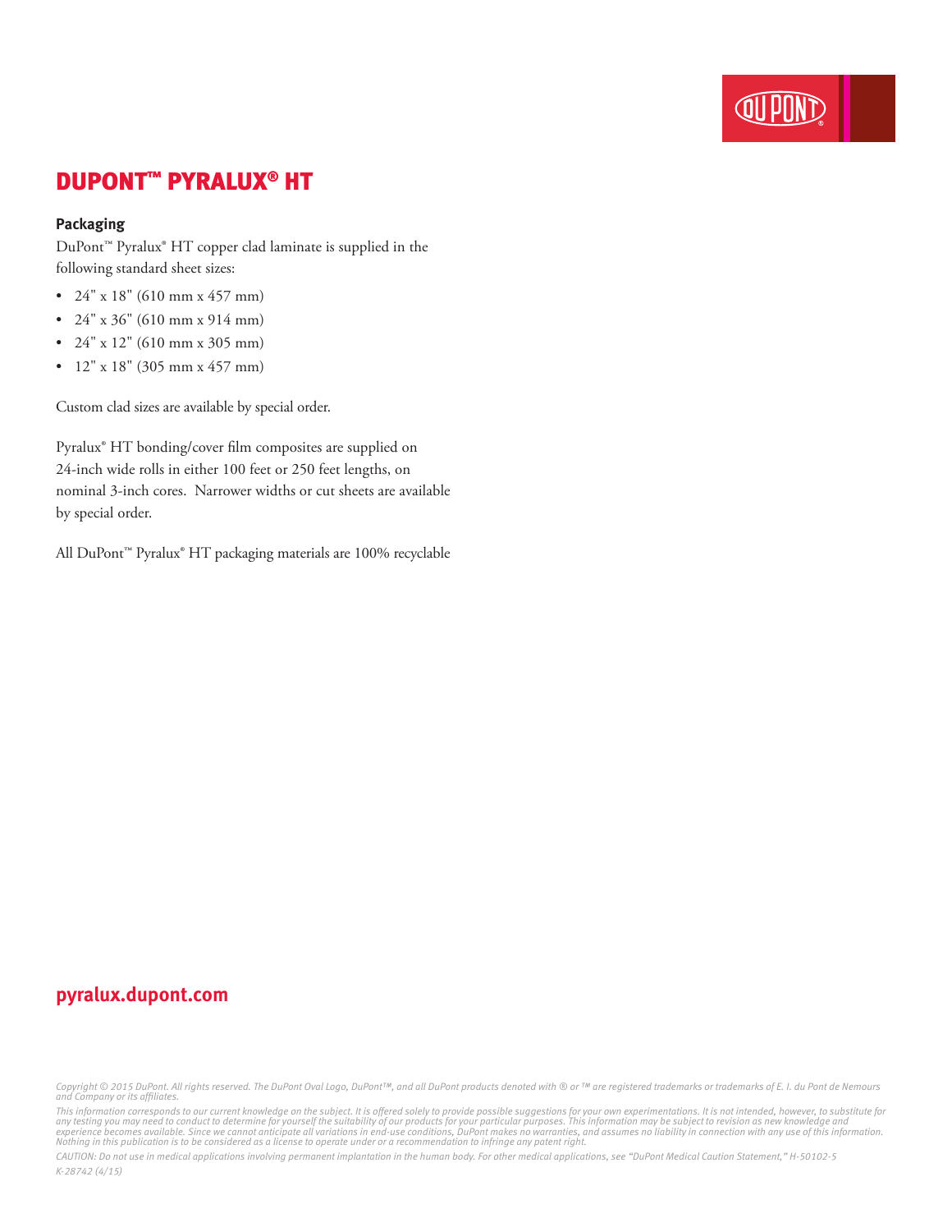# DUPONT™ PYRALUX® HT

### Packaging

DuPont™ Pyralux® HT copper clad laminate is supplied in the following standard sheet sizes:

- 24" x 18" (610 mm x 457 mm)
- 24" x 36" (610 mm x 914 mm)
- 24" x 12" (610 mm x 305 mm)
- 12" x 18" (305 mm x 457 mm)

Custom clad sizes are available by special order.

Pyralux® HT bonding/cover film composites are supplied on 24-inch wide rolls in either 100 feet or 250 feet lengths, on nominal 3-inch cores. Narrower widths or cut sheets are available by special order.

All DuPont™ Pyralux® HT packaging materials are 100% recyclable

**pyralux.dupont.com**

*Copyright © 2015 DuPont. All rights reserved. The DuPont Oval Logo, DuPont™, and all DuPont products denoted with ® or ™ are registered trademarks or trademarks of E. I. du Pont de Nemours and Company or its affiliates.*

*This information corresponds to our current knowledge on the subject. It is offered solely to provide possible suggestions for your own experimentations. It is not intended, however, to substitute for any testing you may need to conduct to determine for yourself the suitability of our products for your particular purposes. This information may be subject to revision as new knowledge and experience becomes available. Since we cannot anticipate all variations in end-use conditions, DuPont makes no warranties, and assumes no liability in connection with any use of this information. Nothing in this publication is to be considered as a license to operate under or a recommendation to infringe any patent right.*

*CAUTION: Do not use in medical applications involving permanent implantation in the human body. For other medical applications, see "DuPont Medical Caution Statement," H-50102-5*

*K-28742 (4/15)*